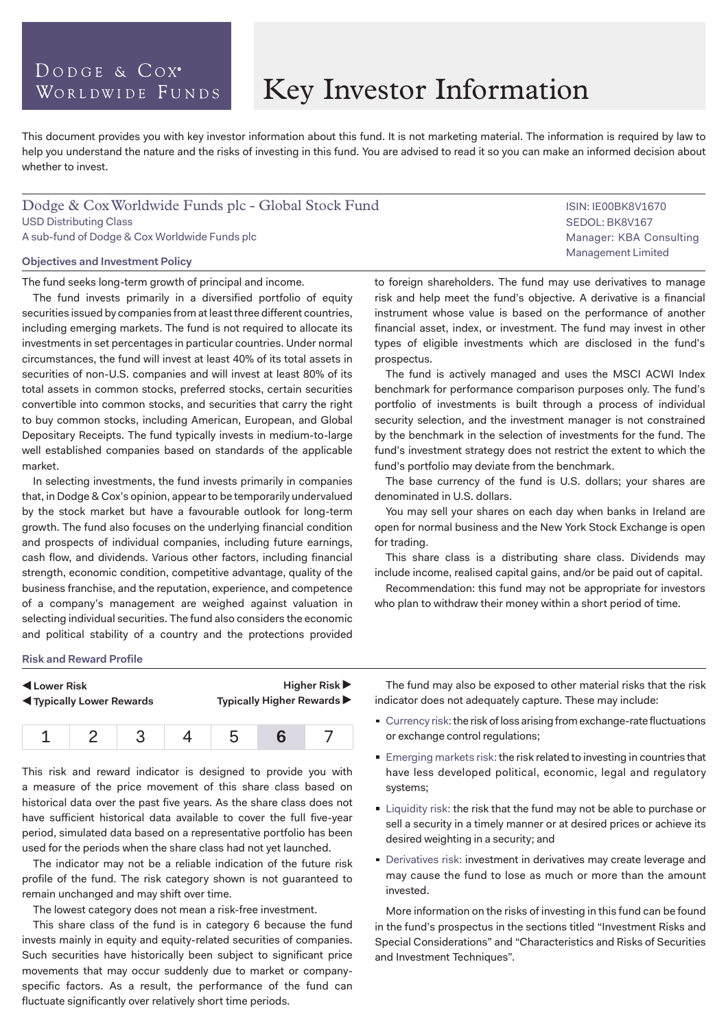Dodge & Cox® Worldwide Funds

# Key Investor Information

This document provides you with key investor information about this fund. It is not marketing material. The information is required by law to help you understand the nature and the risks of investing in this fund. You are advised to read it so you can make an informed decision about whether to invest.

## Dodge & Cox Worldwide Funds plc - Global Stock Fund

USD Distributing Class
A sub-fund of Dodge & Cox Worldwide Funds plc

ISIN: IE00BK8V1670
SEDOL: BK8V167
Manager: KBA Consulting Management Limited

### Objectives and Investment Policy

The fund seeks long-term growth of principal and income.

The fund invests primarily in a diversified portfolio of equity securities issued by companies from at least three different countries, including emerging markets. The fund is not required to allocate its investments in set percentages in particular countries. Under normal circumstances, the fund will invest at least 40% of its total assets in securities of non-U.S. companies and will invest at least 80% of its total assets in common stocks, preferred stocks, certain securities convertible into common stocks, and securities that carry the right to buy common stocks, including American, European, and Global Depositary Receipts. The fund typically invests in medium-to-large well established companies based on standards of the applicable market.

In selecting investments, the fund invests primarily in companies that, in Dodge & Cox's opinion, appear to be temporarily undervalued by the stock market but have a favourable outlook for long-term growth. The fund also focuses on the underlying financial condition and prospects of individual companies, including future earnings, cash flow, and dividends. Various other factors, including financial strength, economic condition, competitive advantage, quality of the business franchise, and the reputation, experience, and competence of a company's management are weighed against valuation in selecting individual securities. The fund also considers the economic and political stability of a country and the protections provided to foreign shareholders. The fund may use derivatives to manage risk and help meet the fund's objective. A derivative is a financial instrument whose value is based on the performance of another financial asset, index, or investment. The fund may invest in other types of eligible investments which are disclosed in the fund's prospectus.

The fund is actively managed and uses the MSCI ACWI Index benchmark for performance comparison purposes only. The fund's portfolio of investments is built through a process of individual security selection, and the investment manager is not constrained by the benchmark in the selection of investments for the fund. The fund's investment strategy does not restrict the extent to which the fund's portfolio may deviate from the benchmark.

The base currency of the fund is U.S. dollars; your shares are denominated in U.S. dollars.

You may sell your shares on each day when banks in Ireland are open for normal business and the New York Stock Exchange is open for trading.

This share class is a distributing share class. Dividends may include income, realised capital gains, and/or be paid out of capital.

Recommendation: this fund may not be appropriate for investors who plan to withdraw their money within a short period of time.

### Risk and Reward Profile

◀ Lower Risk — Higher Risk ▶
◀ Typically Lower Rewards — Typically Higher Rewards ▶

| 1 | 2 | 3 | 4 | 5 | **6** | 7 |
|---|---|---|---|---|---|---|

This risk and reward indicator is designed to provide you with a measure of the price movement of this share class based on historical data over the past five years. As the share class does not have sufficient historical data available to cover the full five-year period, simulated data based on a representative portfolio has been used for the periods when the share class had not yet launched.

The indicator may not be a reliable indication of the future risk profile of the fund. The risk category shown is not guaranteed to remain unchanged and may shift over time.

The lowest category does not mean a risk-free investment.

This share class of the fund is in category 6 because the fund invests mainly in equity and equity-related securities of companies. Such securities have historically been subject to significant price movements that may occur suddenly due to market or company-specific factors. As a result, the performance of the fund can fluctuate significantly over relatively short time periods.

The fund may also be exposed to other material risks that the risk indicator does not adequately capture. These may include:

- Currency risk: the risk of loss arising from exchange-rate fluctuations or exchange control regulations;
- Emerging markets risk: the risk related to investing in countries that have less developed political, economic, legal and regulatory systems;
- Liquidity risk: the risk that the fund may not be able to purchase or sell a security in a timely manner or at desired prices or achieve its desired weighting in a security; and
- Derivatives risk: investment in derivatives may create leverage and may cause the fund to lose as much or more than the amount invested.

More information on the risks of investing in this fund can be found in the fund's prospectus in the sections titled "Investment Risks and Special Considerations" and "Characteristics and Risks of Securities and Investment Techniques".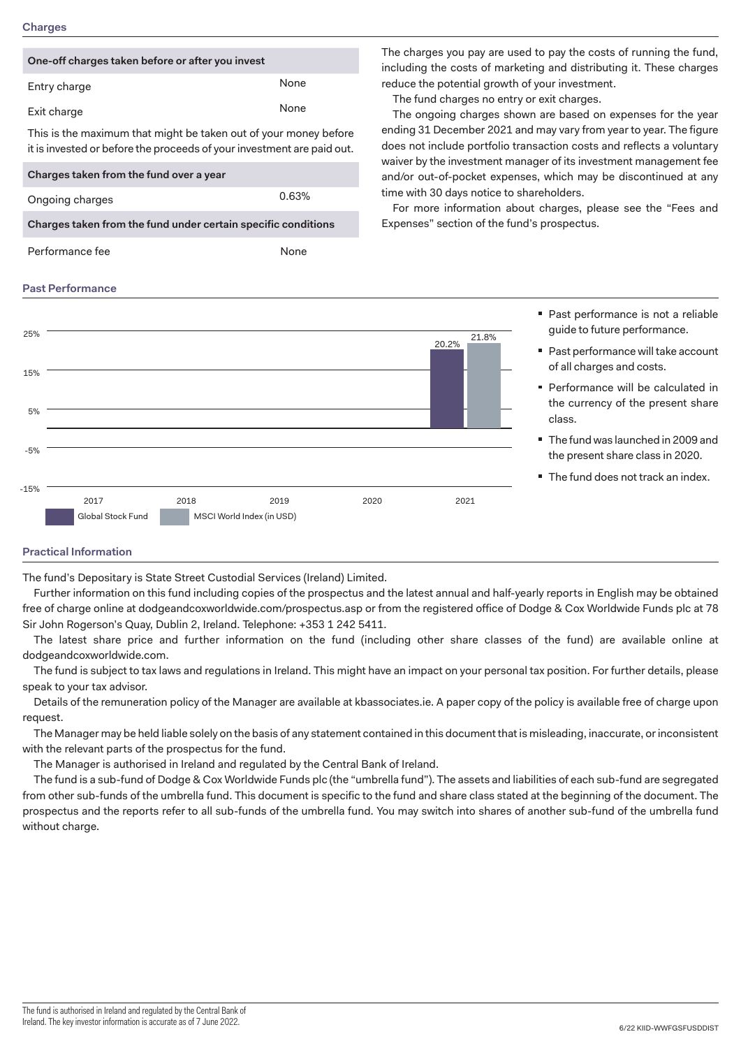## Charges

| One-off charges taken before or after you invest | |
|---|---|
| Entry charge | None |
| Exit charge | None |

This is the maximum that might be taken out of your money before it is invested or before the proceeds of your investment are paid out.

| Charges taken from the fund over a year | |
|---|---|
| Ongoing charges | 0.63% |

| Charges taken from the fund under certain specific conditions | |
|---|---|
| Performance fee | None |

The charges you pay are used to pay the costs of running the fund, including the costs of marketing and distributing it. These charges reduce the potential growth of your investment.

The fund charges no entry or exit charges.

The ongoing charges shown are based on expenses for the year ending 31 December 2021 and may vary from year to year. The figure does not include portfolio transaction costs and reflects a voluntary waiver by the investment manager of its investment management fee and/or out-of-pocket expenses, which may be discontinued at any time with 30 days notice to shareholders.

For more information about charges, please see the "Fees and Expenses" section of the fund's prospectus.

## Past Performance

25%
15%
5%
-5%
-15%

2017
2018
2019
2020
2021

20.2%
21.8%

Global Stock Fund
MSCI World Index (in USD)

- Past performance is not a reliable guide to future performance.
- Past performance will take account of all charges and costs.
- Performance will be calculated in the currency of the present share class.
- The fund was launched in 2009 and the present share class in 2020.
- The fund does not track an index.

## Practical Information

The fund's Depositary is State Street Custodial Services (Ireland) Limited.

Further information on this fund including copies of the prospectus and the latest annual and half-yearly reports in English may be obtained free of charge online at dodgeandcoxworldwide.com/prospectus.asp or from the registered office of Dodge & Cox Worldwide Funds plc at 78 Sir John Rogerson's Quay, Dublin 2, Ireland. Telephone: +353 1 242 5411.

The latest share price and further information on the fund (including other share classes of the fund) are available online at dodgeandcoxworldwide.com.

The fund is subject to tax laws and regulations in Ireland. This might have an impact on your personal tax position. For further details, please speak to your tax advisor.

Details of the remuneration policy of the Manager are available at kbassociates.ie. A paper copy of the policy is available free of charge upon request.

The Manager may be held liable solely on the basis of any statement contained in this document that is misleading, inaccurate, or inconsistent with the relevant parts of the prospectus for the fund.

The Manager is authorised in Ireland and regulated by the Central Bank of Ireland.

The fund is a sub-fund of Dodge & Cox Worldwide Funds plc (the "umbrella fund"). The assets and liabilities of each sub-fund are segregated from other sub-funds of the umbrella fund. This document is specific to the fund and share class stated at the beginning of the document. The prospectus and the reports refer to all sub-funds of the umbrella fund. You may switch into shares of another sub-fund of the umbrella fund without charge.

The fund is authorised in Ireland and regulated by the Central Bank of Ireland. The key investor information is accurate as of 7 June 2022.

6/22 KIID-WWFGSFUSDDIST